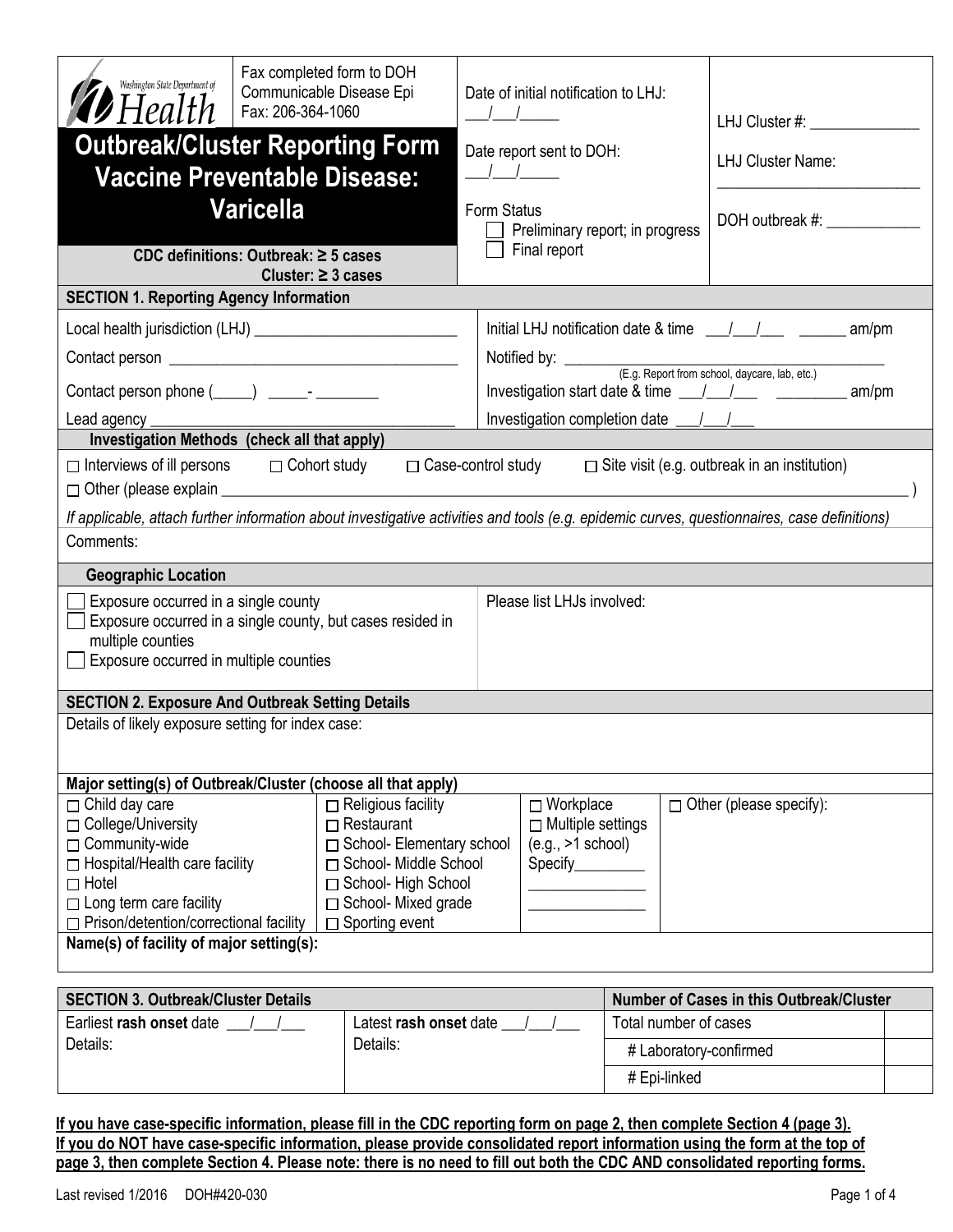Washington State Department of Health

Fax completed form to DOH Communicable Disease Epi
Fax: 206-364-1060

# Outbreak/Cluster Reporting Form Vaccine Preventable Disease: Varicella

**CDC definitions: Outbreak: ≥ 5 cases**
**Cluster: ≥ 3 cases**

Date of initial notification to LHJ: ___/___/_____

Date report sent to DOH: ___/___/_____

Form Status
- ☐ Preliminary report; in progress
- ☐ Final report

LHJ Cluster #: ______________

LHJ Cluster Name: ___________________________

DOH outbreak #: ____________

## SECTION 1. Reporting Agency Information

Local health jurisdiction (LHJ) ___________________________

Contact person ______________________________________

Contact person phone (_____) _____- ________

Lead agency ____________________________________________

Initial LHJ notification date & time ___/___/___ ______ am/pm

Notified by: ____________________________________________
(E.g. Report from school, daycare, lab, etc.)

Investigation start date & time ___/___/___ _________ am/pm

Investigation completion date ___/___/___

### Investigation Methods (check all that apply)

☐ Interviews of ill persons ☐ Cohort study ☐ Case-control study ☐ Site visit (e.g. outbreak in an institution)

☐ Other (please explain ______________________________________________________________________________ )

*If applicable, attach further information about investigative activities and tools (e.g. epidemic curves, questionnaires, case definitions)*

Comments:

### Geographic Location

- ☐ Exposure occurred in a single county
- ☐ Exposure occurred in a single county, but cases resided in multiple counties
- ☐ Exposure occurred in multiple counties

Please list LHJs involved:

## SECTION 2. Exposure And Outbreak Setting Details

Details of likely exposure setting for index case:

**Major setting(s) of Outbreak/Cluster (choose all that apply)**

| | | | |
|---|---|---|---|
| ☐ Child day care | ☐ Religious facility | ☐ Workplace | ☐ Other (please specify): |
| ☐ College/University | ☐ Restaurant | ☐ Multiple settings (e.g., >1 school) | |
| ☐ Community-wide | ☐ School- Elementary school | Specify_________ | |
| ☐ Hospital/Health care facility | ☐ School- Middle School | _______________ | |
| ☐ Hotel | ☐ School- High School | _______________ | |
| ☐ Long term care facility | ☐ School- Mixed grade | | |
| ☐ Prison/detention/correctional facility | ☐ Sporting event | | |

**Name(s) of facility of major setting(s):**

## SECTION 3. Outbreak/Cluster Details

| Outbreak/Cluster Details | | Number of Cases in this Outbreak/Cluster | |
|---|---|---|---|
| Earliest **rash onset** date ___/___/___<br>Details: | Latest **rash onset** date ___/___/___<br>Details: | Total number of cases | |
| | | # Laboratory-confirmed | |
| | | # Epi-linked | |

**If you have case-specific information, please fill in the CDC reporting form on page 2, then complete Section 4 (page 3). If you do NOT have case-specific information, please provide consolidated report information using the form at the top of page 3, then complete Section 4. Please note: there is no need to fill out both the CDC AND consolidated reporting forms.**

Last revised 1/2016 DOH#420-030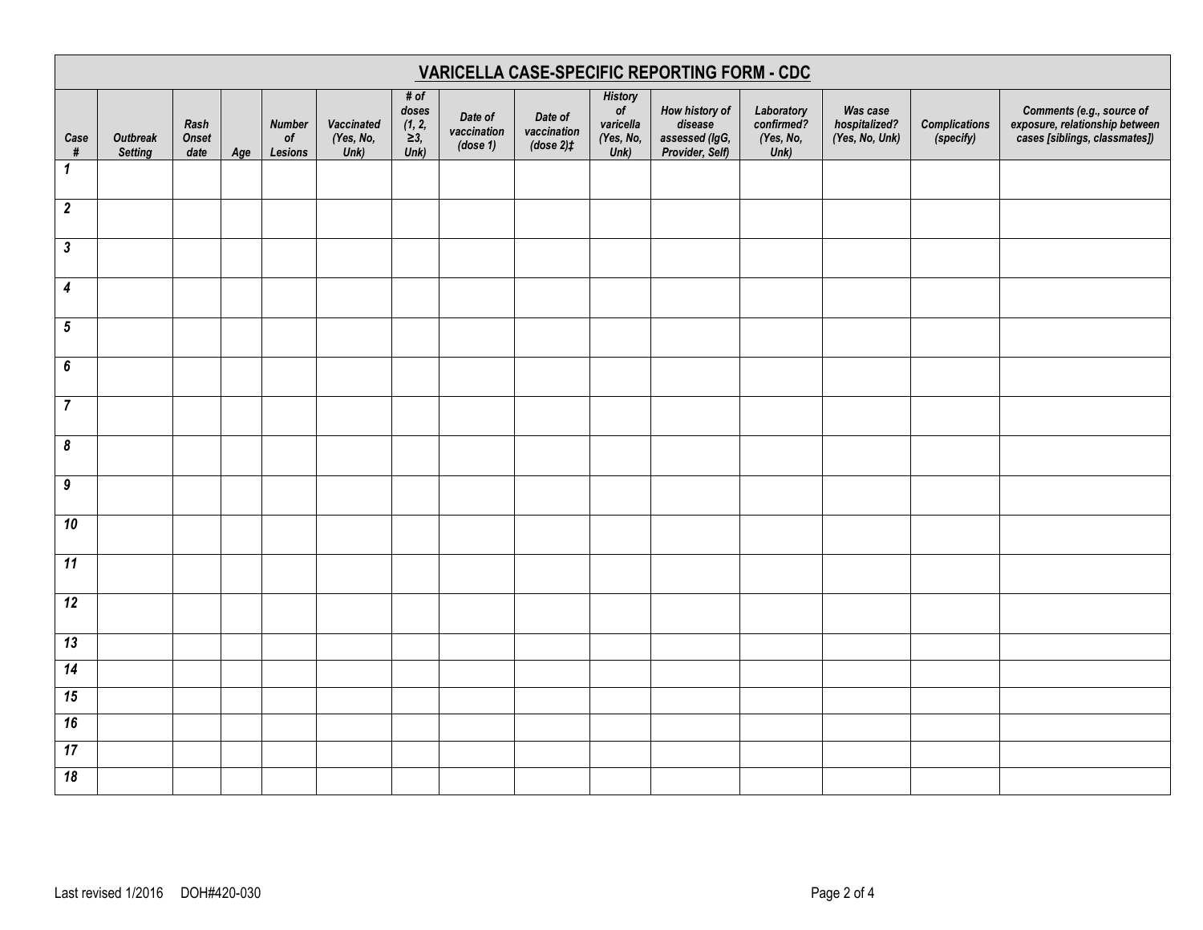# VARICELLA CASE-SPECIFIC REPORTING FORM - CDC

| Case # | Outbreak Setting | Rash Onset date | Age | Number of Lesions | Vaccinated (Yes, No, Unk) | # of doses (1, 2, ≥3, Unk) | Date of vaccination (dose 1) | Date of vaccination (dose 2)‡ | History of varicella (Yes, No, Unk) | How history of disease assessed (IgG, Provider, Self) | Laboratory confirmed? (Yes, No, Unk) | Was case hospitalized? (Yes, No, Unk) | Complications (specify) | Comments (e.g., source of exposure, relationship between cases [siblings, classmates]) |
|---|---|---|---|---|---|---|---|---|---|---|---|---|---|---|
| 1 | | | | | | | | | | | | | | |
| 2 | | | | | | | | | | | | | | |
| 3 | | | | | | | | | | | | | | |
| 4 | | | | | | | | | | | | | | |
| 5 | | | | | | | | | | | | | | |
| 6 | | | | | | | | | | | | | | |
| 7 | | | | | | | | | | | | | | |
| 8 | | | | | | | | | | | | | | |
| 9 | | | | | | | | | | | | | | |
| 10 | | | | | | | | | | | | | | |
| 11 | | | | | | | | | | | | | | |
| 12 | | | | | | | | | | | | | | |
| 13 | | | | | | | | | | | | | | |
| 14 | | | | | | | | | | | | | | |
| 15 | | | | | | | | | | | | | | |
| 16 | | | | | | | | | | | | | | |
| 17 | | | | | | | | | | | | | | |
| 18 | | | | | | | | | | | | | | |

Last revised 1/2016 DOH#420-030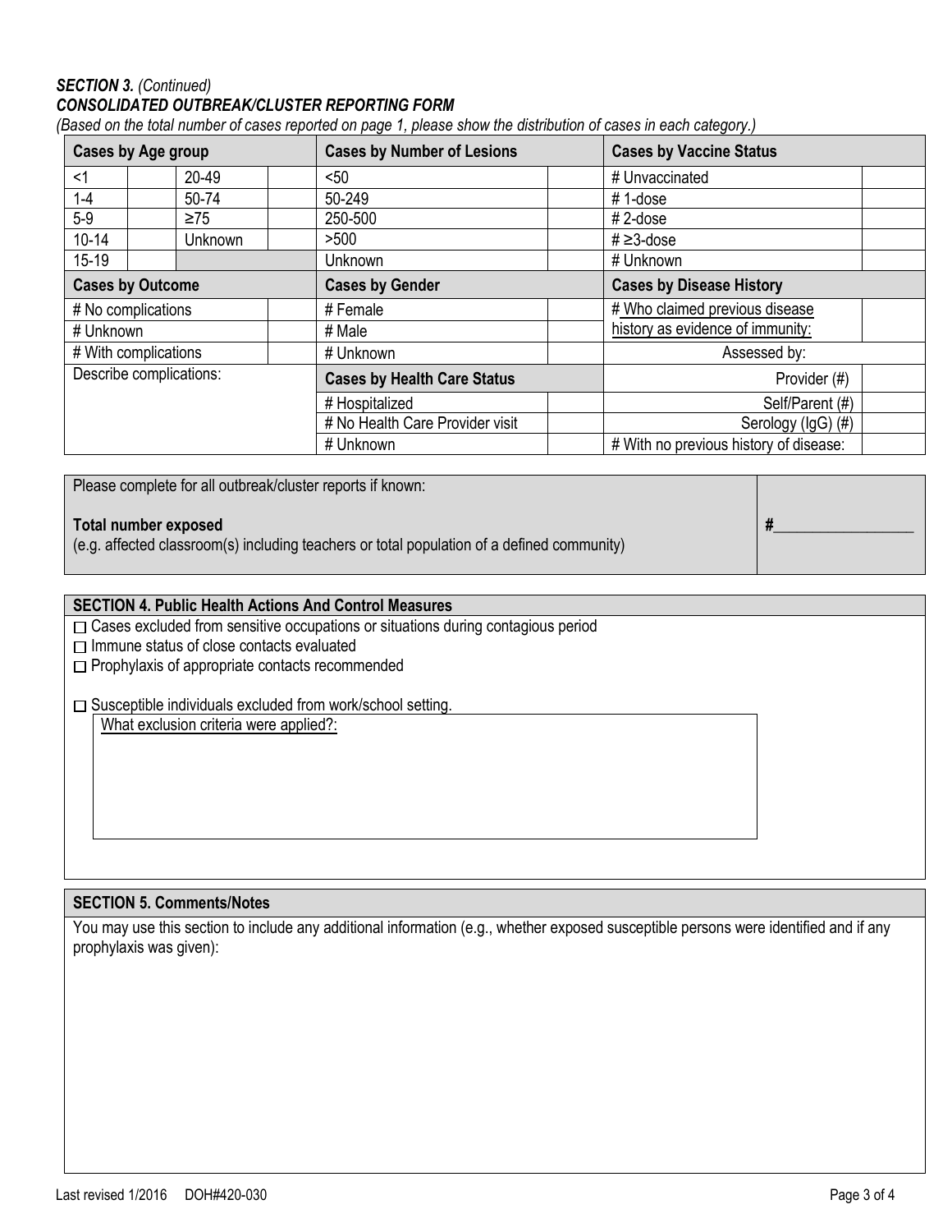***SECTION 3.*** *(Continued)*
***CONSOLIDATED OUTBREAK/CLUSTER REPORTING FORM***
*(Based on the total number of cases reported on page 1, please show the distribution of cases in each category.)*

| **Cases by Age group** | | | | **Cases by Number of Lesions** | | **Cases by Vaccine Status** | |
|---|---|---|---|---|---|---|---|
| <1 | | 20-49 | | <50 | | # Unvaccinated | |
| 1-4 | | 50-74 | | 50-249 | | # 1-dose | |
| 5-9 | | ≥75 | | 250-500 | | # 2-dose | |
| 10-14 | | Unknown | | >500 | | # ≥3-dose | |
| 15-19 | | | | Unknown | | # Unknown | |
| **Cases by Outcome** | | | | **Cases by Gender** | | **Cases by Disease History** | |
| # No complications | | | | # Female | | # Who claimed previous disease history as evidence of immunity: | |
| # Unknown | | | | # Male | | | |
| # With complications | | | | # Unknown | | Assessed by: | |
| Describe complications: | | | | **Cases by Health Care Status** | | Provider (#) | |
| | | | | # Hospitalized | | Self/Parent (#) | |
| | | | | # No Health Care Provider visit | | Serology (IgG) (#) | |
| | | | | # Unknown | | # With no previous history of disease: | |

Please complete for all outbreak/cluster reports if known:

**Total number exposed**
(e.g. affected classroom(s) including teachers or total population of a defined community)

**#**__________________

## SECTION 4. Public Health Actions And Control Measures

- ☐ Cases excluded from sensitive occupations or situations during contagious period
- ☐ Immune status of close contacts evaluated
- ☐ Prophylaxis of appropriate contacts recommended
- ☐ Susceptible individuals excluded from work/school setting.

What exclusion criteria were applied?:

## SECTION 5. Comments/Notes

You may use this section to include any additional information (e.g., whether exposed susceptible persons were identified and if any prophylaxis was given):

Last revised 1/2016 DOH#420-030